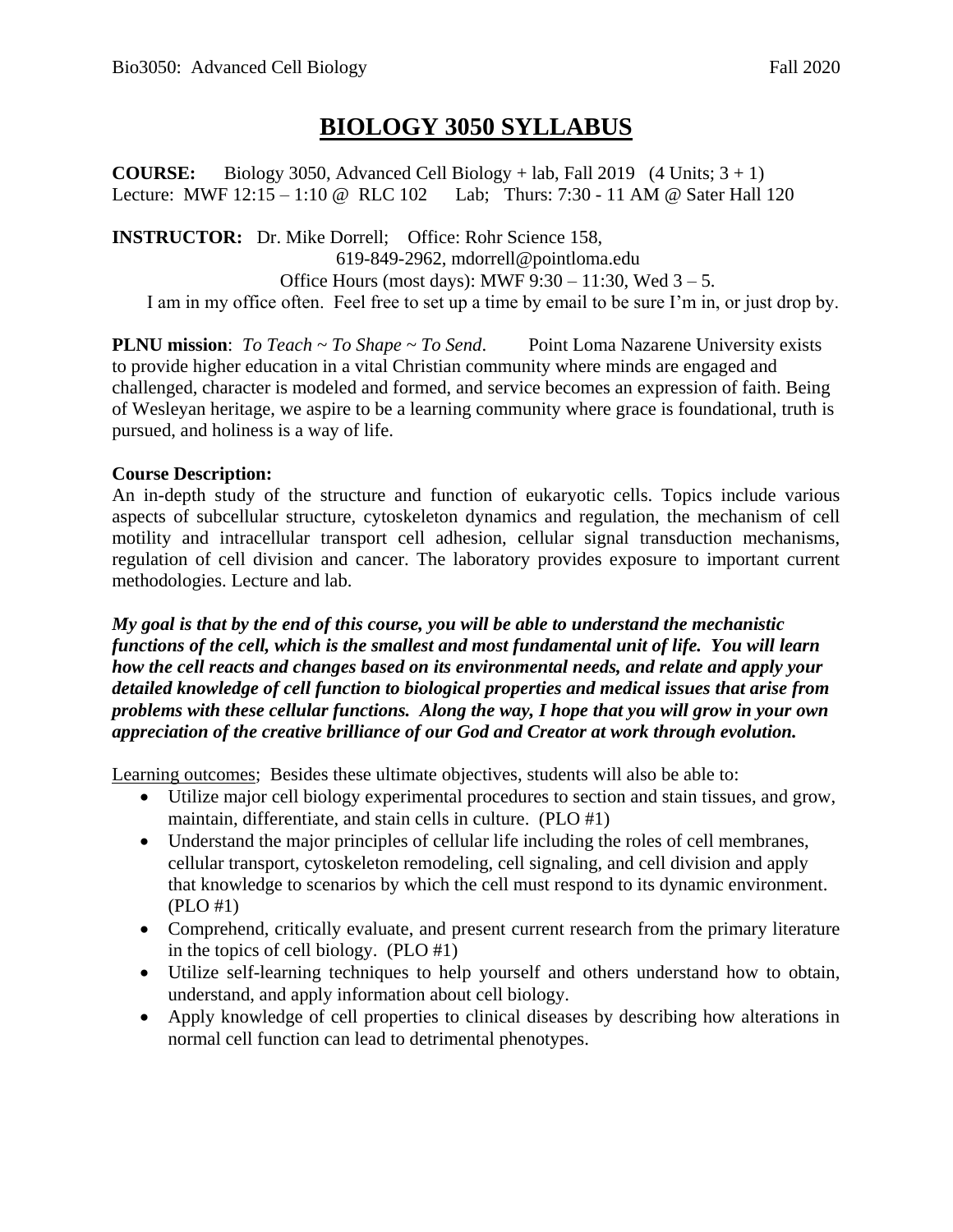# BIOLOGY 3050 SYLLABUS

**COURSE:** Biology 3050, Advanced Cell Biology + lab, Fall 2019 (4 Units; 3 + 1)
Lecture: MWF 12:15 – 1:10 @ RLC 102 Lab; Thurs: 7:30 - 11 AM @ Sater Hall 120

**INSTRUCTOR:** Dr. Mike Dorrell; Office: Rohr Science 158,
619-849-2962, mdorrell@pointloma.edu
Office Hours (most days): MWF 9:30 – 11:30, Wed 3 – 5.
I am in my office often. Feel free to set up a time by email to be sure I'm in, or just drop by.

**PLNU mission**: *To Teach ~ To Shape ~ To Send*. Point Loma Nazarene University exists to provide higher education in a vital Christian community where minds are engaged and challenged, character is modeled and formed, and service becomes an expression of faith. Being of Wesleyan heritage, we aspire to be a learning community where grace is foundational, truth is pursued, and holiness is a way of life.

**Course Description:**
An in-depth study of the structure and function of eukaryotic cells. Topics include various aspects of subcellular structure, cytoskeleton dynamics and regulation, the mechanism of cell motility and intracellular transport cell adhesion, cellular signal transduction mechanisms, regulation of cell division and cancer. The laboratory provides exposure to important current methodologies. Lecture and lab.

***My goal is that by the end of this course, you will be able to understand the mechanistic functions of the cell, which is the smallest and most fundamental unit of life. You will learn how the cell reacts and changes based on its environmental needs, and relate and apply your detailed knowledge of cell function to biological properties and medical issues that arise from problems with these cellular functions. Along the way, I hope that you will grow in your own appreciation of the creative brilliance of our God and Creator at work through evolution.***

Learning outcomes; Besides these ultimate objectives, students will also be able to:

- Utilize major cell biology experimental procedures to section and stain tissues, and grow, maintain, differentiate, and stain cells in culture. (PLO #1)
- Understand the major principles of cellular life including the roles of cell membranes, cellular transport, cytoskeleton remodeling, cell signaling, and cell division and apply that knowledge to scenarios by which the cell must respond to its dynamic environment. (PLO #1)
- Comprehend, critically evaluate, and present current research from the primary literature in the topics of cell biology. (PLO #1)
- Utilize self-learning techniques to help yourself and others understand how to obtain, understand, and apply information about cell biology.
- Apply knowledge of cell properties to clinical diseases by describing how alterations in normal cell function can lead to detrimental phenotypes.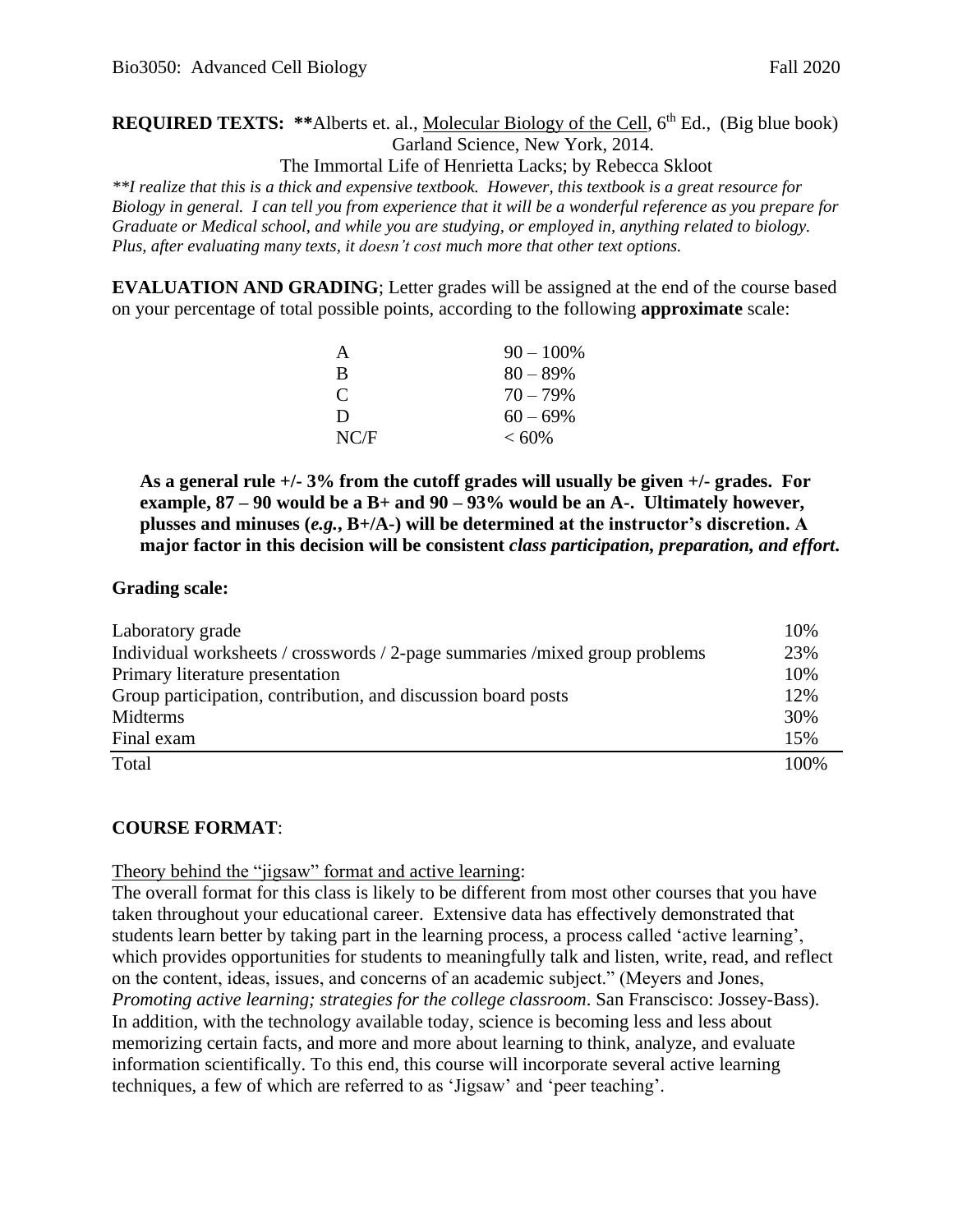**REQUIRED TEXTS:** **Alberts et. al., Molecular Biology of the Cell, 6th Ed., (Big blue book) Garland Science, New York, 2014.

The Immortal Life of Henrietta Lacks; by Rebecca Skloot

*\*\*I realize that this is a thick and expensive textbook. However, this textbook is a great resource for Biology in general. I can tell you from experience that it will be a wonderful reference as you prepare for Graduate or Medical school, and while you are studying, or employed in, anything related to biology. Plus, after evaluating many texts, it doesn't cost much more that other text options.*

**EVALUATION AND GRADING**; Letter grades will be assigned at the end of the course based on your percentage of total possible points, according to the following **approximate** scale:

| | |
|---|---|
| A | 90 – 100% |
| B | 80 – 89% |
| C | 70 – 79% |
| D | 60 – 69% |
| NC/F | < 60% |

**As a general rule +/- 3% from the cutoff grades will usually be given +/- grades. For example, 87 – 90 would be a B+ and 90 – 93% would be an A-. Ultimately however, plusses and minuses (*e.g.*, B+/A-) will be determined at the instructor's discretion. A major factor in this decision will be consistent *class participation, preparation, and effort*.**

**Grading scale:**

| | |
|---|---|
| Laboratory grade | 10% |
| Individual worksheets / crosswords / 2-page summaries /mixed group problems | 23% |
| Primary literature presentation | 10% |
| Group participation, contribution, and discussion board posts | 12% |
| Midterms | 30% |
| Final exam | 15% |
| Total | 100% |

**COURSE FORMAT**:

Theory behind the "jigsaw" format and active learning:

The overall format for this class is likely to be different from most other courses that you have taken throughout your educational career. Extensive data has effectively demonstrated that students learn better by taking part in the learning process, a process called 'active learning', which provides opportunities for students to meaningfully talk and listen, write, read, and reflect on the content, ideas, issues, and concerns of an academic subject." (Meyers and Jones, *Promoting active learning; strategies for the college classroom*. San Franscisco: Jossey-Bass). In addition, with the technology available today, science is becoming less and less about memorizing certain facts, and more and more about learning to think, analyze, and evaluate information scientifically. To this end, this course will incorporate several active learning techniques, a few of which are referred to as 'Jigsaw' and 'peer teaching'.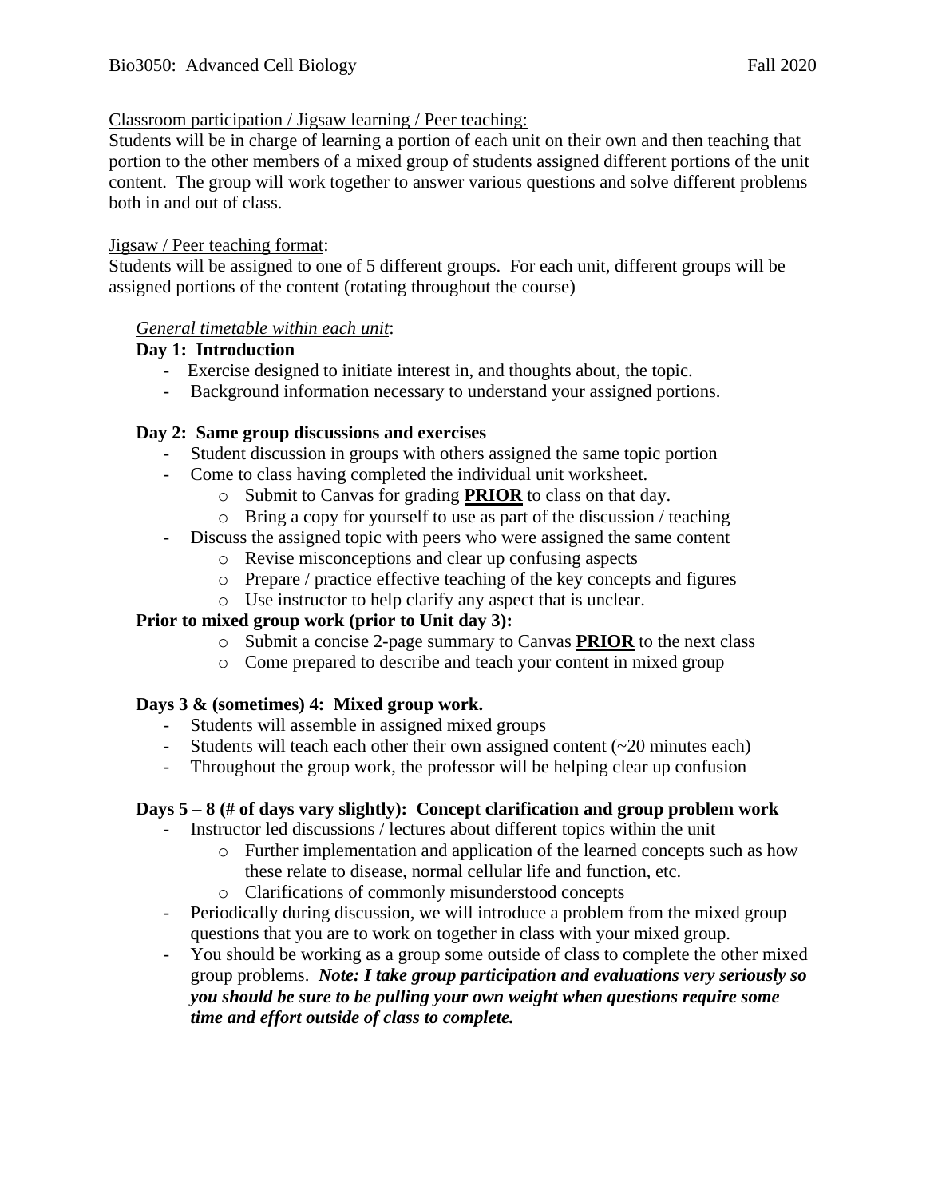Classroom participation / Jigsaw learning / Peer teaching:

Students will be in charge of learning a portion of each unit on their own and then teaching that portion to the other members of a mixed group of students assigned different portions of the unit content. The group will work together to answer various questions and solve different problems both in and out of class.

Jigsaw / Peer teaching format:

Students will be assigned to one of 5 different groups. For each unit, different groups will be assigned portions of the content (rotating throughout the course)

*General timetable within each unit*:

**Day 1: Introduction**

- Exercise designed to initiate interest in, and thoughts about, the topic.
- Background information necessary to understand your assigned portions.

**Day 2: Same group discussions and exercises**

- Student discussion in groups with others assigned the same topic portion
- Come to class having completed the individual unit worksheet.
  - Submit to Canvas for grading **PRIOR** to class on that day.
  - Bring a copy for yourself to use as part of the discussion / teaching
- Discuss the assigned topic with peers who were assigned the same content
  - Revise misconceptions and clear up confusing aspects
  - Prepare / practice effective teaching of the key concepts and figures
  - Use instructor to help clarify any aspect that is unclear.

**Prior to mixed group work (prior to Unit day 3):**

- Submit a concise 2-page summary to Canvas **PRIOR** to the next class
- Come prepared to describe and teach your content in mixed group

**Days 3 & (sometimes) 4: Mixed group work.**

- Students will assemble in assigned mixed groups
- Students will teach each other their own assigned content (~20 minutes each)
- Throughout the group work, the professor will be helping clear up confusion

**Days 5 – 8 (# of days vary slightly): Concept clarification and group problem work**

- Instructor led discussions / lectures about different topics within the unit
  - Further implementation and application of the learned concepts such as how these relate to disease, normal cellular life and function, etc.
  - Clarifications of commonly misunderstood concepts
- Periodically during discussion, we will introduce a problem from the mixed group questions that you are to work on together in class with your mixed group.
- You should be working as a group some outside of class to complete the other mixed group problems. ***Note: I take group participation and evaluations very seriously so you should be sure to be pulling your own weight when questions require some time and effort outside of class to complete.***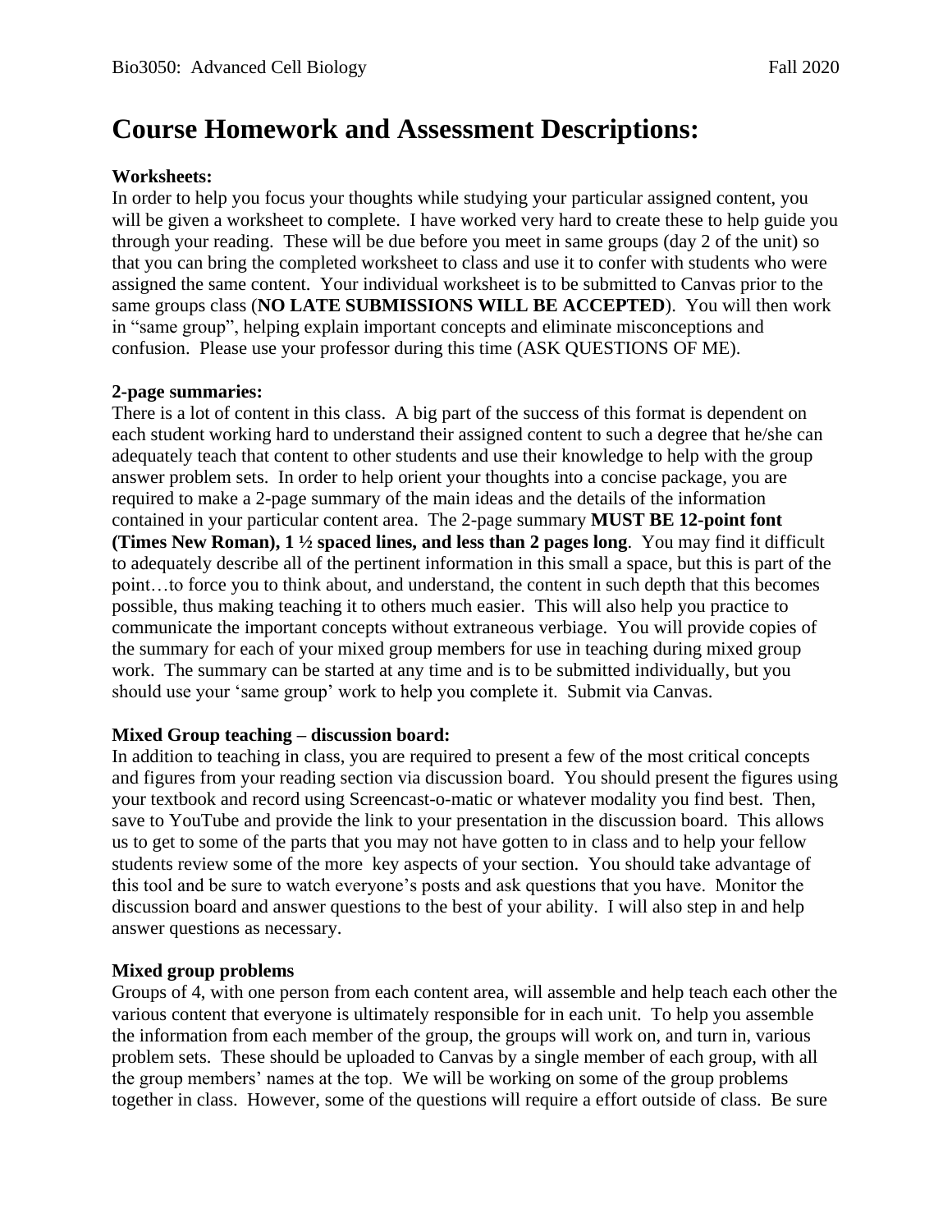# Course Homework and Assessment Descriptions:

**Worksheets:**

In order to help you focus your thoughts while studying your particular assigned content, you will be given a worksheet to complete. I have worked very hard to create these to help guide you through your reading. These will be due before you meet in same groups (day 2 of the unit) so that you can bring the completed worksheet to class and use it to confer with students who were assigned the same content. Your individual worksheet is to be submitted to Canvas prior to the same groups class (**NO LATE SUBMISSIONS WILL BE ACCEPTED**). You will then work in "same group", helping explain important concepts and eliminate misconceptions and confusion. Please use your professor during this time (ASK QUESTIONS OF ME).

**2-page summaries:**

There is a lot of content in this class. A big part of the success of this format is dependent on each student working hard to understand their assigned content to such a degree that he/she can adequately teach that content to other students and use their knowledge to help with the group answer problem sets. In order to help orient your thoughts into a concise package, you are required to make a 2-page summary of the main ideas and the details of the information contained in your particular content area. The 2-page summary **MUST BE 12-point font (Times New Roman), 1 ½ spaced lines, and less than 2 pages long**. You may find it difficult to adequately describe all of the pertinent information in this small a space, but this is part of the point…to force you to think about, and understand, the content in such depth that this becomes possible, thus making teaching it to others much easier. This will also help you practice to communicate the important concepts without extraneous verbiage. You will provide copies of the summary for each of your mixed group members for use in teaching during mixed group work. The summary can be started at any time and is to be submitted individually, but you should use your 'same group' work to help you complete it. Submit via Canvas.

**Mixed Group teaching – discussion board:**

In addition to teaching in class, you are required to present a few of the most critical concepts and figures from your reading section via discussion board. You should present the figures using your textbook and record using Screencast-o-matic or whatever modality you find best. Then, save to YouTube and provide the link to your presentation in the discussion board. This allows us to get to some of the parts that you may not have gotten to in class and to help your fellow students review some of the more key aspects of your section. You should take advantage of this tool and be sure to watch everyone's posts and ask questions that you have. Monitor the discussion board and answer questions to the best of your ability. I will also step in and help answer questions as necessary.

**Mixed group problems**

Groups of 4, with one person from each content area, will assemble and help teach each other the various content that everyone is ultimately responsible for in each unit. To help you assemble the information from each member of the group, the groups will work on, and turn in, various problem sets. These should be uploaded to Canvas by a single member of each group, with all the group members' names at the top. We will be working on some of the group problems together in class. However, some of the questions will require a effort outside of class. Be sure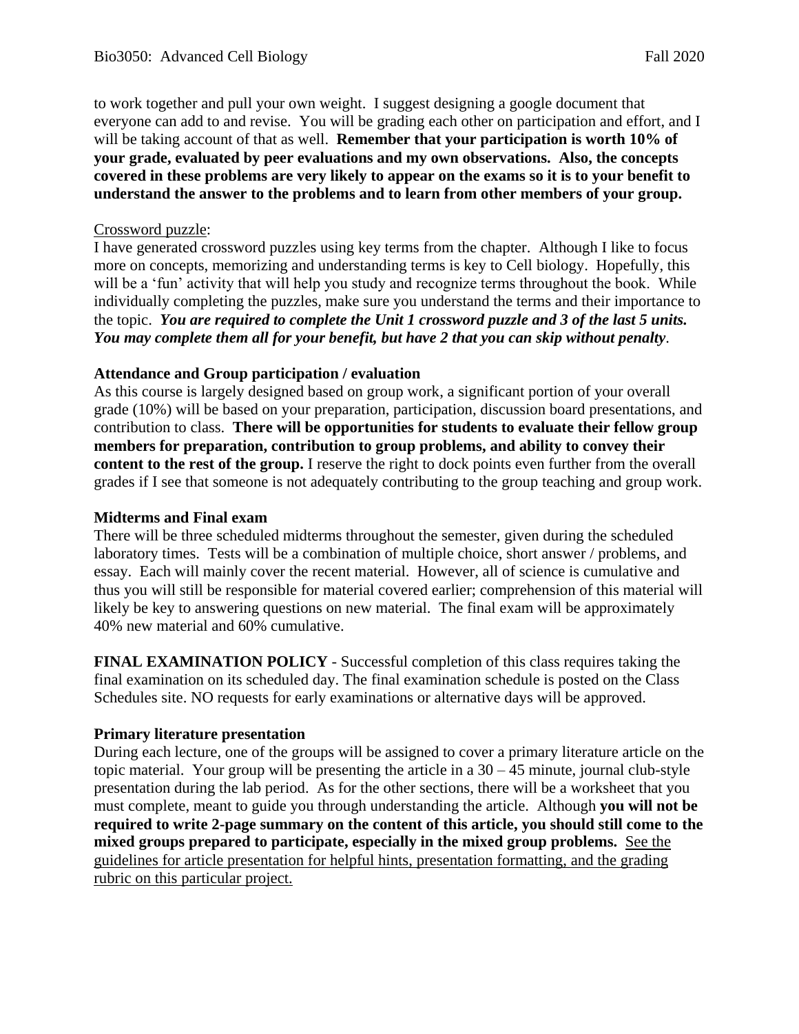to work together and pull your own weight. I suggest designing a google document that everyone can add to and revise. You will be grading each other on participation and effort, and I will be taking account of that as well. **Remember that your participation is worth 10% of your grade, evaluated by peer evaluations and my own observations. Also, the concepts covered in these problems are very likely to appear on the exams so it is to your benefit to understand the answer to the problems and to learn from other members of your group.**

<u>Crossword puzzle</u>:

I have generated crossword puzzles using key terms from the chapter. Although I like to focus more on concepts, memorizing and understanding terms is key to Cell biology. Hopefully, this will be a 'fun' activity that will help you study and recognize terms throughout the book. While individually completing the puzzles, make sure you understand the terms and their importance to the topic. ***You are required to complete the Unit 1 crossword puzzle and 3 of the last 5 units. You may complete them all for your benefit, but have 2 that you can skip without penalty***.

**Attendance and Group participation / evaluation**

As this course is largely designed based on group work, a significant portion of your overall grade (10%) will be based on your preparation, participation, discussion board presentations, and contribution to class. **There will be opportunities for students to evaluate their fellow group members for preparation, contribution to group problems, and ability to convey their content to the rest of the group.** I reserve the right to dock points even further from the overall grades if I see that someone is not adequately contributing to the group teaching and group work.

**Midterms and Final exam**

There will be three scheduled midterms throughout the semester, given during the scheduled laboratory times. Tests will be a combination of multiple choice, short answer / problems, and essay. Each will mainly cover the recent material. However, all of science is cumulative and thus you will still be responsible for material covered earlier; comprehension of this material will likely be key to answering questions on new material. The final exam will be approximately 40% new material and 60% cumulative.

**FINAL EXAMINATION POLICY** - Successful completion of this class requires taking the final examination on its scheduled day. The final examination schedule is posted on the Class Schedules site. NO requests for early examinations or alternative days will be approved.

**Primary literature presentation**

During each lecture, one of the groups will be assigned to cover a primary literature article on the topic material. Your group will be presenting the article in a 30 – 45 minute, journal club-style presentation during the lab period. As for the other sections, there will be a worksheet that you must complete, meant to guide you through understanding the article. Although **you will not be required to write 2-page summary on the content of this article, you should still come to the mixed groups prepared to participate, especially in the mixed group problems.** <u>See the guidelines for article presentation for helpful hints, presentation formatting, and the grading rubric on this particular project.</u>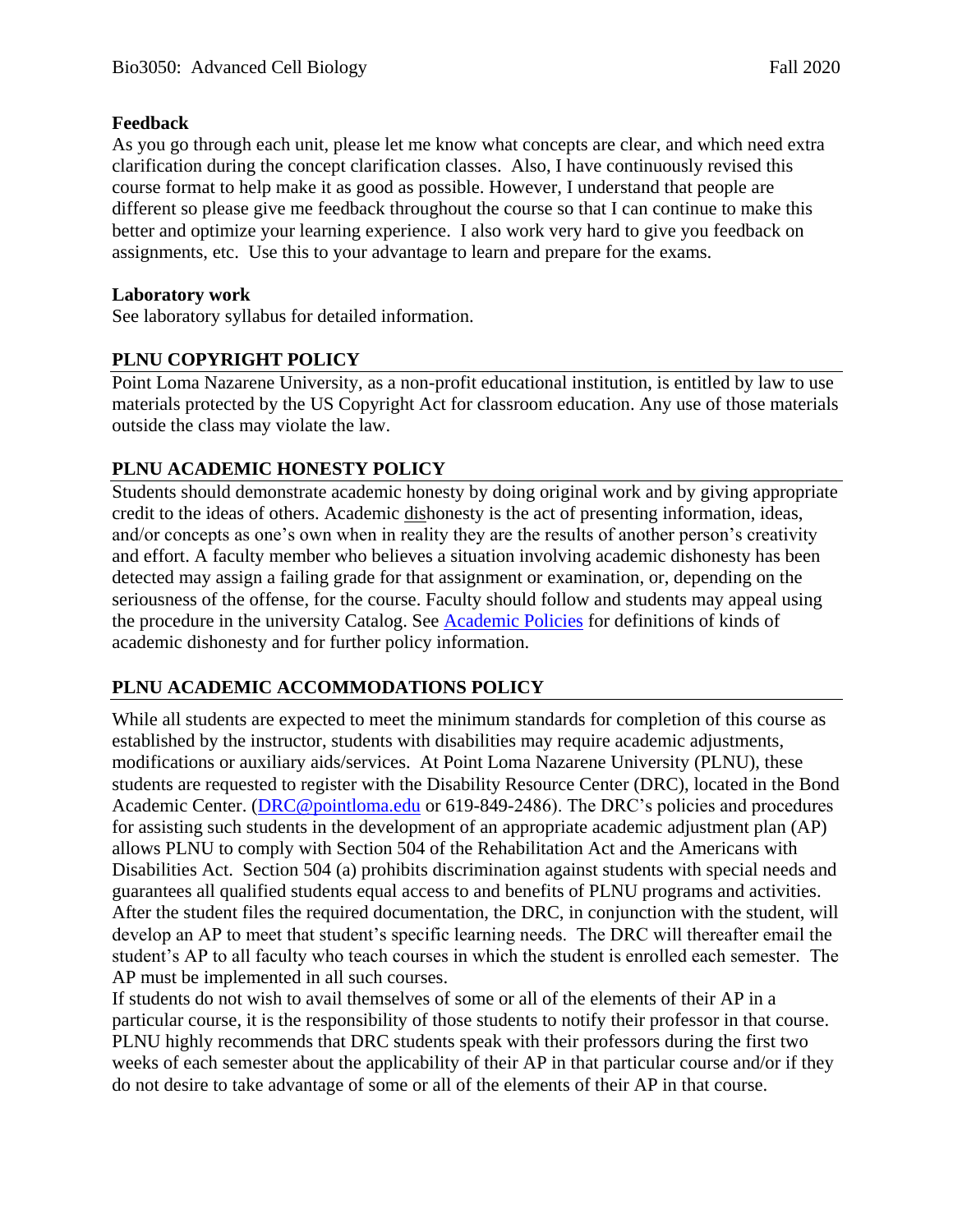**Feedback**

As you go through each unit, please let me know what concepts are clear, and which need extra clarification during the concept clarification classes. Also, I have continuously revised this course format to help make it as good as possible. However, I understand that people are different so please give me feedback throughout the course so that I can continue to make this better and optimize your learning experience. I also work very hard to give you feedback on assignments, etc. Use this to your advantage to learn and prepare for the exams.

**Laboratory work**

See laboratory syllabus for detailed information.

## PLNU COPYRIGHT POLICY

Point Loma Nazarene University, as a non-profit educational institution, is entitled by law to use materials protected by the US Copyright Act for classroom education. Any use of those materials outside the class may violate the law.

## PLNU ACADEMIC HONESTY POLICY

Students should demonstrate academic honesty by doing original work and by giving appropriate credit to the ideas of others. Academic dishonesty is the act of presenting information, ideas, and/or concepts as one's own when in reality they are the results of another person's creativity and effort. A faculty member who believes a situation involving academic dishonesty has been detected may assign a failing grade for that assignment or examination, or, depending on the seriousness of the offense, for the course. Faculty should follow and students may appeal using the procedure in the university Catalog. See [Academic Policies] for definitions of kinds of academic dishonesty and for further policy information.

## PLNU ACADEMIC ACCOMMODATIONS POLICY

While all students are expected to meet the minimum standards for completion of this course as established by the instructor, students with disabilities may require academic adjustments, modifications or auxiliary aids/services. At Point Loma Nazarene University (PLNU), these students are requested to register with the Disability Resource Center (DRC), located in the Bond Academic Center. (DRC@pointloma.edu or 619-849-2486). The DRC's policies and procedures for assisting such students in the development of an appropriate academic adjustment plan (AP) allows PLNU to comply with Section 504 of the Rehabilitation Act and the Americans with Disabilities Act. Section 504 (a) prohibits discrimination against students with special needs and guarantees all qualified students equal access to and benefits of PLNU programs and activities. After the student files the required documentation, the DRC, in conjunction with the student, will develop an AP to meet that student's specific learning needs. The DRC will thereafter email the student's AP to all faculty who teach courses in which the student is enrolled each semester. The AP must be implemented in all such courses.

If students do not wish to avail themselves of some or all of the elements of their AP in a particular course, it is the responsibility of those students to notify their professor in that course. PLNU highly recommends that DRC students speak with their professors during the first two weeks of each semester about the applicability of their AP in that particular course and/or if they do not desire to take advantage of some or all of the elements of their AP in that course.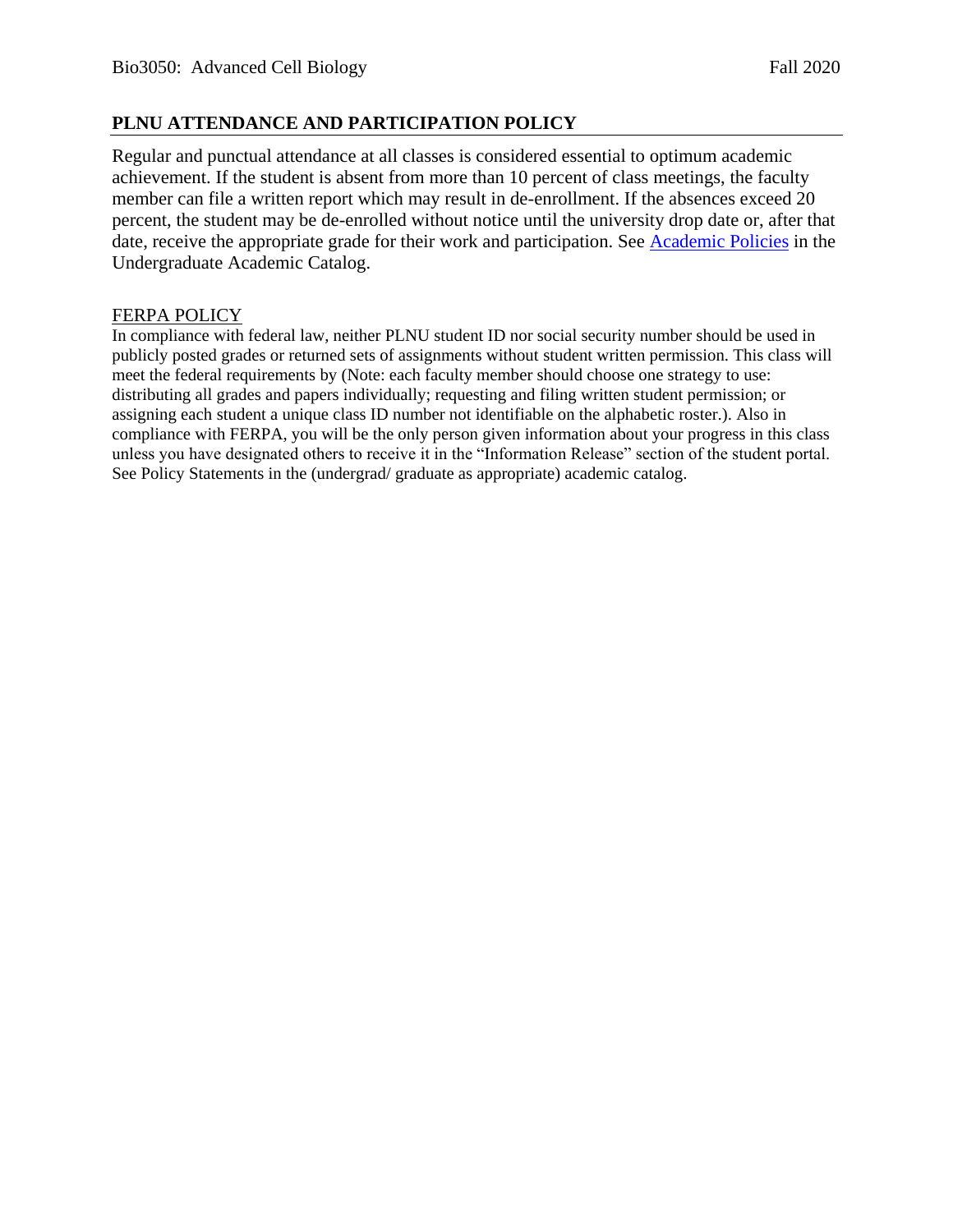## PLNU ATTENDANCE AND PARTICIPATION POLICY

Regular and punctual attendance at all classes is considered essential to optimum academic achievement. If the student is absent from more than 10 percent of class meetings, the faculty member can file a written report which may result in de-enrollment. If the absences exceed 20 percent, the student may be de-enrolled without notice until the university drop date or, after that date, receive the appropriate grade for their work and participation. See [Academic Policies]() in the Undergraduate Academic Catalog.

### FERPA POLICY

In compliance with federal law, neither PLNU student ID nor social security number should be used in publicly posted grades or returned sets of assignments without student written permission. This class will meet the federal requirements by (Note: each faculty member should choose one strategy to use: distributing all grades and papers individually; requesting and filing written student permission; or assigning each student a unique class ID number not identifiable on the alphabetic roster.). Also in compliance with FERPA, you will be the only person given information about your progress in this class unless you have designated others to receive it in the "Information Release" section of the student portal. See Policy Statements in the (undergrad/ graduate as appropriate) academic catalog.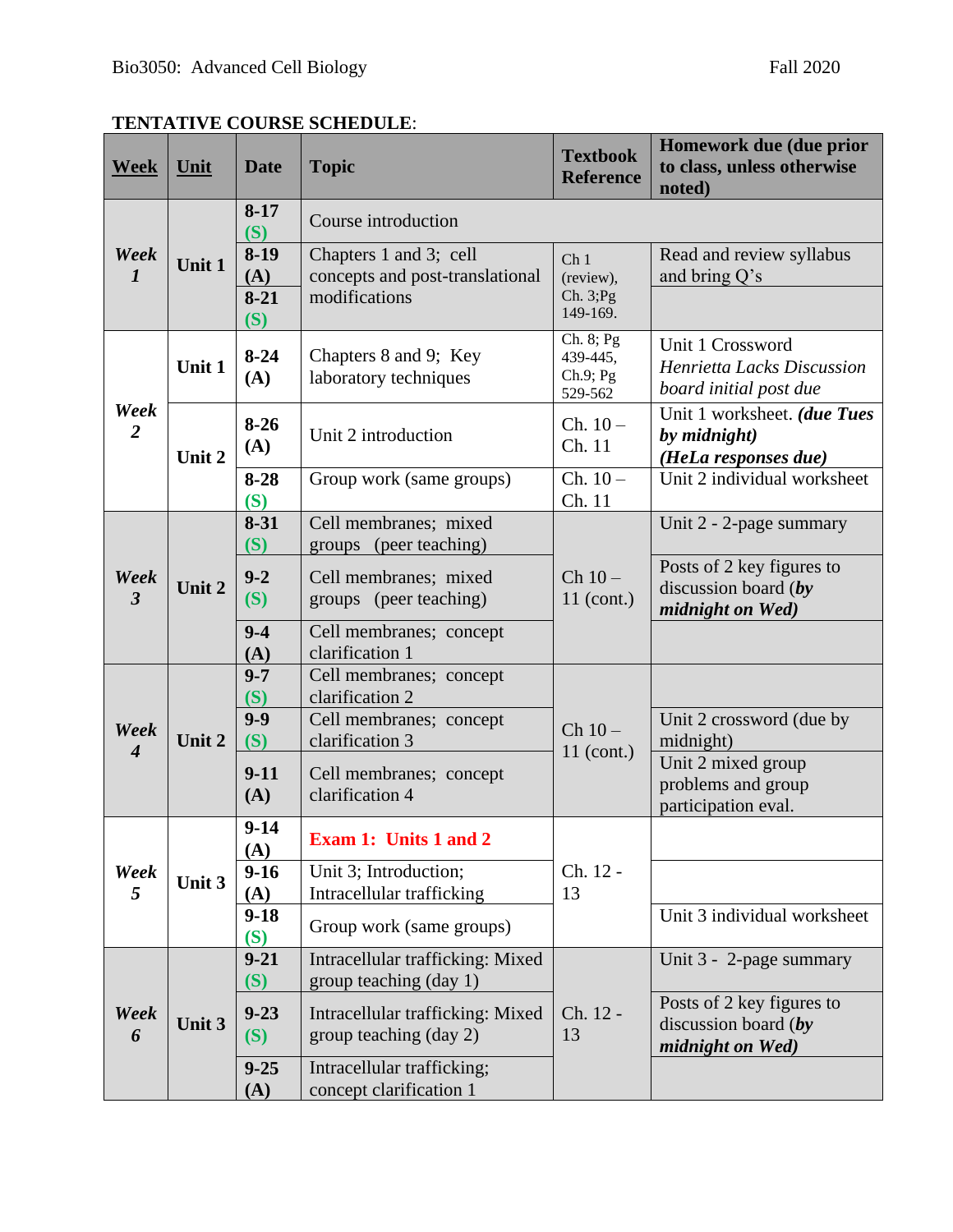**TENTATIVE COURSE SCHEDULE**:

| Week | Unit | Date | Topic | Textbook Reference | Homework due (due prior to class, unless otherwise noted) |
|---|---|---|---|---|---|
| ***Week 1*** | **Unit 1** | **8-17 (S)** | Course introduction | | |
| | | **8-19 (A)** | Chapters 1 and 3; cell concepts and post-translational modifications | Ch 1 (review), Ch. 3;Pg 149-169. | Read and review syllabus and bring Q's |
| | | **8-21 (S)** | | | |
| ***Week 2*** | **Unit 1** | **8-24 (A)** | Chapters 8 and 9; Key laboratory techniques | Ch. 8; Pg 439-445, Ch.9; Pg 529-562 | Unit 1 Crossword *Henrietta Lacks Discussion board initial post due* |
| | **Unit 2** | **8-26 (A)** | Unit 2 introduction | Ch. 10 – Ch. 11 | Unit 1 worksheet. ***(due Tues by midnight)*** ***(HeLa responses due)*** |
| | | **8-28 (S)** | Group work (same groups) | Ch. 10 – Ch. 11 | Unit 2 individual worksheet |
| ***Week 3*** | **Unit 2** | **8-31 (S)** | Cell membranes; mixed groups (peer teaching) | Ch 10 – 11 (cont.) | Unit 2 - 2-page summary |
| | | **9-2 (S)** | Cell membranes; mixed groups (peer teaching) | | Posts of 2 key figures to discussion board (***by midnight on Wed)*** |
| | | **9-4 (A)** | Cell membranes; concept clarification 1 | | |
| ***Week 4*** | **Unit 2** | **9-7 (S)** | Cell membranes; concept clarification 2 | Ch 10 – 11 (cont.) | |
| | | **9-9 (S)** | Cell membranes; concept clarification 3 | | Unit 2 crossword (due by midnight) |
| | | **9-11 (A)** | Cell membranes; concept clarification 4 | | Unit 2 mixed group problems and group participation eval. |
| ***Week 5*** | **Unit 3** | **9-14 (A)** | **Exam 1: Units 1 and 2** | Ch. 12 - 13 | |
| | | **9-16 (A)** | Unit 3; Introduction; Intracellular trafficking | | |
| | | **9-18 (S)** | Group work (same groups) | | Unit 3 individual worksheet |
| ***Week 6*** | **Unit 3** | **9-21 (S)** | Intracellular trafficking: Mixed group teaching (day 1) | Ch. 12 - 13 | Unit 3 - 2-page summary |
| | | **9-23 (S)** | Intracellular trafficking: Mixed group teaching (day 2) | | Posts of 2 key figures to discussion board (***by midnight on Wed)*** |
| | | **9-25 (A)** | Intracellular trafficking; concept clarification 1 | | |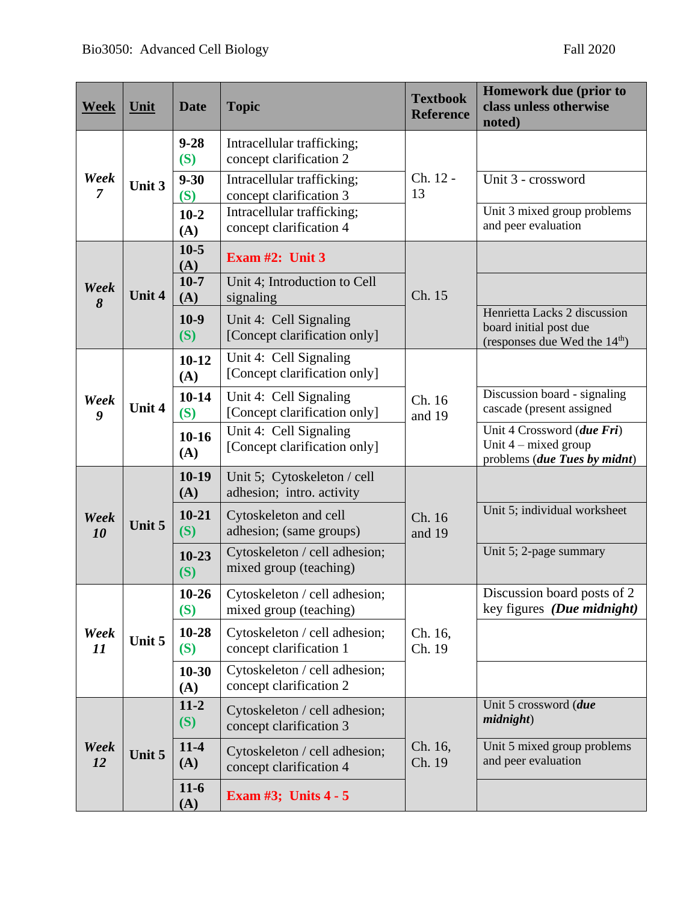Bio3050: Advanced Cell Biology Fall 2020

| Week | Unit | Date | Topic | Textbook Reference | Homework due (prior to class unless otherwise noted) |
|---|---|---|---|---|---|
| *Week 7* | Unit 3 | 9-28 (S) | Intracellular trafficking; concept clarification 2 | Ch. 12 - 13 | |
| | | 9-30 (S) | Intracellular trafficking; concept clarification 3 | | Unit 3 - crossword |
| | | 10-2 (A) | Intracellular trafficking; concept clarification 4 | | Unit 3 mixed group problems and peer evaluation |
| *Week 8* | Unit 4 | 10-5 (A) | **Exam #2: Unit 3** | Ch. 15 | |
| | | 10-7 (A) | Unit 4; Introduction to Cell signaling | | |
| | | 10-9 (S) | Unit 4: Cell Signaling [Concept clarification only] | | Henrietta Lacks 2 discussion board initial post due (responses due Wed the 14th) |
| *Week 9* | Unit 4 | 10-12 (A) | Unit 4: Cell Signaling [Concept clarification only] | Ch. 16 and 19 | |
| | | 10-14 (S) | Unit 4: Cell Signaling [Concept clarification only] | | Discussion board - signaling cascade (present assigned |
| | | 10-16 (A) | Unit 4: Cell Signaling [Concept clarification only] | | Unit 4 Crossword (***due Fri***) Unit 4 – mixed group problems (***due Tues by midnt***) |
| *Week 10* | Unit 5 | 10-19 (A) | Unit 5; Cytoskeleton / cell adhesion; intro. activity | Ch. 16 and 19 | |
| | | 10-21 (S) | Cytoskeleton and cell adhesion; (same groups) | | Unit 5; individual worksheet |
| | | 10-23 (S) | Cytoskeleton / cell adhesion; mixed group (teaching) | | Unit 5; 2-page summary |
| *Week 11* | Unit 5 | 10-26 (S) | Cytoskeleton / cell adhesion; mixed group (teaching) | Ch. 16, Ch. 19 | Discussion board posts of 2 key figures ***(Due midnight)*** |
| | | 10-28 (S) | Cytoskeleton / cell adhesion; concept clarification 1 | | |
| | | 10-30 (A) | Cytoskeleton / cell adhesion; concept clarification 2 | | |
| *Week 12* | Unit 5 | 11-2 (S) | Cytoskeleton / cell adhesion; concept clarification 3 | Ch. 16, Ch. 19 | Unit 5 crossword (***due midnight***) |
| | | 11-4 (A) | Cytoskeleton / cell adhesion; concept clarification 4 | | Unit 5 mixed group problems and peer evaluation |
| | | 11-6 (A) | **Exam #3; Units 4 - 5** | | |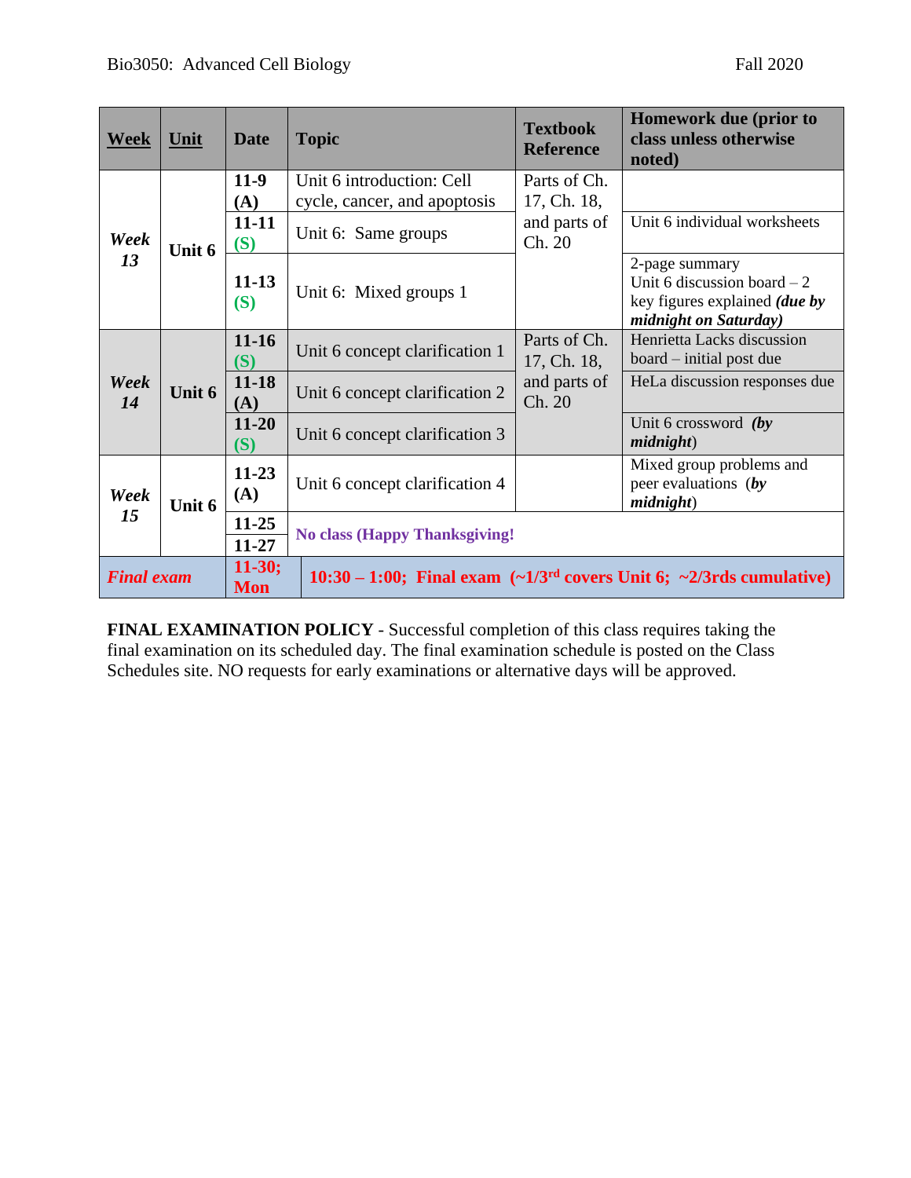| Week | Unit | Date | Topic | Textbook Reference | Homework due (prior to class unless otherwise noted) |
|---|---|---|---|---|---|
| *Week 13* | Unit 6 | 11-9 (A) | Unit 6 introduction: Cell cycle, cancer, and apoptosis | Parts of Ch. 17, Ch. 18, and parts of Ch. 20 | |
| | | 11-11 (S) | Unit 6: Same groups | | Unit 6 individual worksheets |
| | | 11-13 (S) | Unit 6: Mixed groups 1 | | 2-page summary<br>Unit 6 discussion board – 2 key figures explained ***(due by midnight on Saturday)*** |
| *Week 14* | Unit 6 | 11-16 (S) | Unit 6 concept clarification 1 | Parts of Ch. 17, Ch. 18, and parts of Ch. 20 | Henrietta Lacks discussion board – initial post due |
| | | 11-18 (A) | Unit 6 concept clarification 2 | | HeLa discussion responses due |
| | | 11-20 (S) | Unit 6 concept clarification 3 | | Unit 6 crossword (***by midnight***) |
| *Week 15* | Unit 6 | 11-23 (A) | Unit 6 concept clarification 4 | | Mixed group problems and peer evaluations (***by midnight***) |
| | | 11-25 | **No class (Happy Thanksgiving!** | | |
| | | 11-27 | | | |
| ***Final exam*** | | **11-30; Mon** | **10:30 – 1:00; Final exam (~1/3rd covers Unit 6; ~2/3rds cumulative)** | | |

**FINAL EXAMINATION POLICY** - Successful completion of this class requires taking the final examination on its scheduled day. The final examination schedule is posted on the Class Schedules site. NO requests for early examinations or alternative days will be approved.